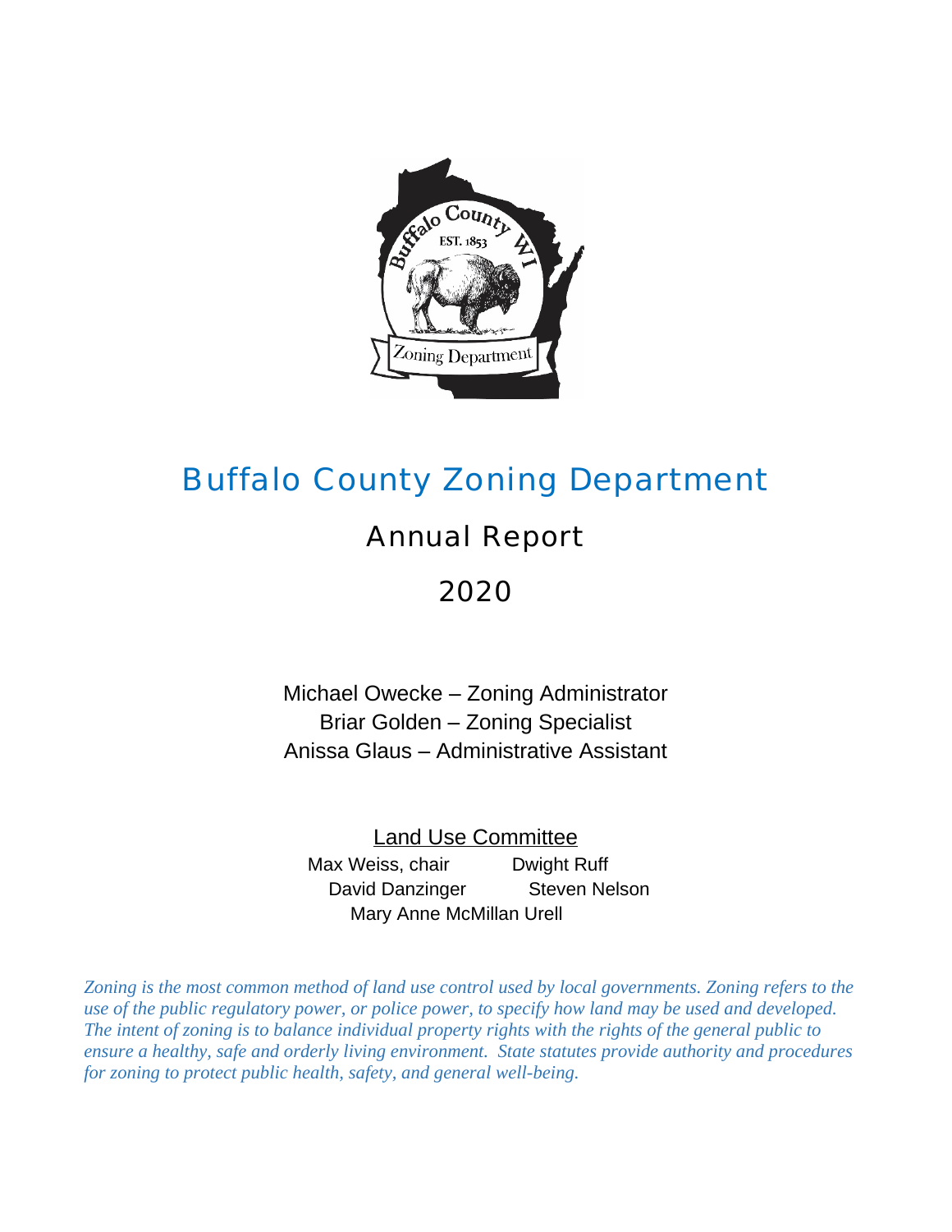# Buffalo County Zoning Department

## Annual Report

## 2020

Michael Owecke – Zoning Administrator
Briar Golden – Zoning Specialist
Anissa Glaus – Administrative Assistant

<u>Land Use Committee</u>

Max Weiss, chair
Dwight Ruff
David Danzinger
Steven Nelson
Mary Anne McMillan Urell

*Zoning is the most common method of land use control used by local governments. Zoning refers to the use of the public regulatory power, or police power, to specify how land may be used and developed. The intent of zoning is to balance individual property rights with the rights of the general public to ensure a healthy, safe and orderly living environment. State statutes provide authority and procedures for zoning to protect public health, safety, and general well-being.*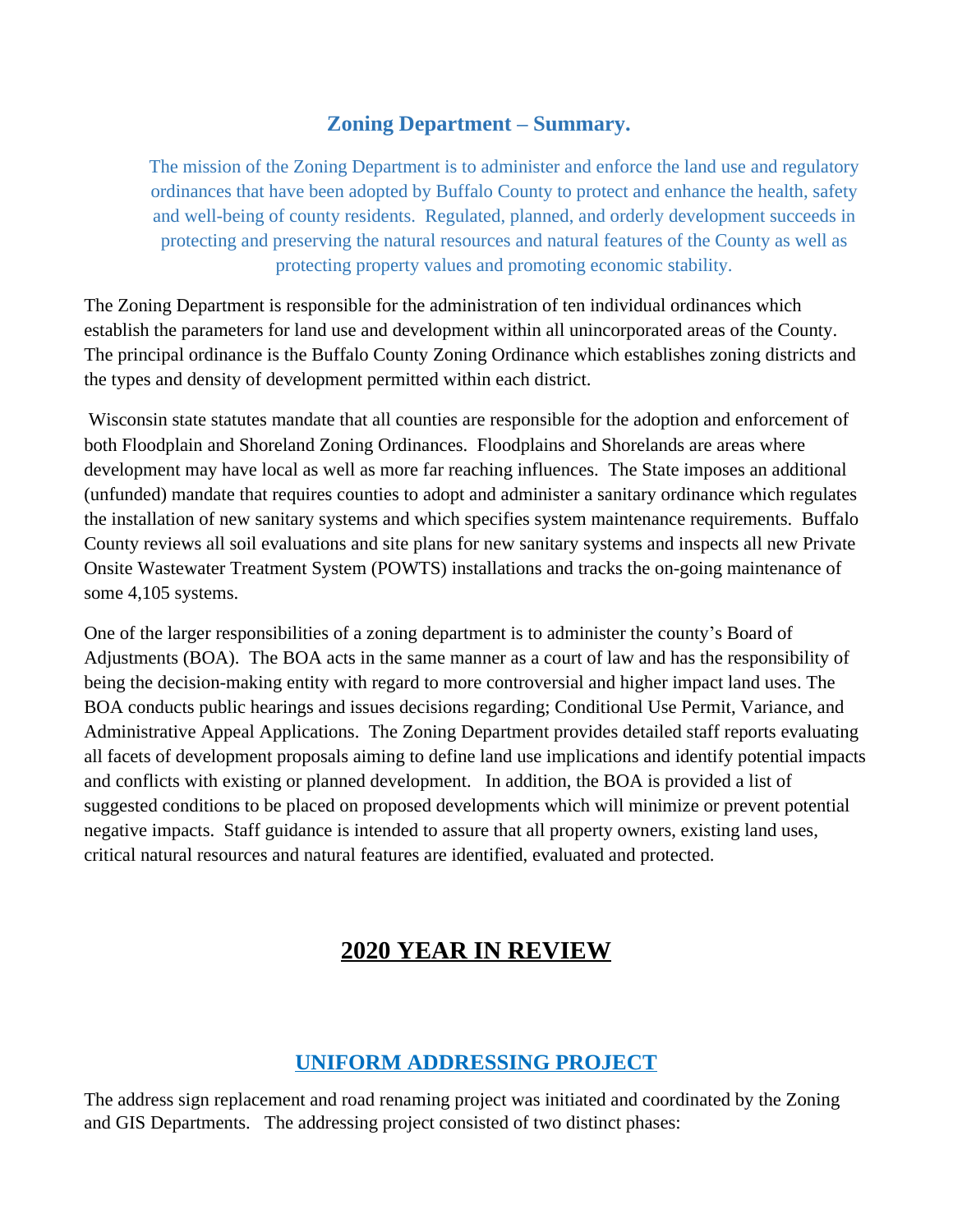## Zoning Department – Summary.

The mission of the Zoning Department is to administer and enforce the land use and regulatory ordinances that have been adopted by Buffalo County to protect and enhance the health, safety and well-being of county residents. Regulated, planned, and orderly development succeeds in protecting and preserving the natural resources and natural features of the County as well as protecting property values and promoting economic stability.

The Zoning Department is responsible for the administration of ten individual ordinances which establish the parameters for land use and development within all unincorporated areas of the County. The principal ordinance is the Buffalo County Zoning Ordinance which establishes zoning districts and the types and density of development permitted within each district.

Wisconsin state statutes mandate that all counties are responsible for the adoption and enforcement of both Floodplain and Shoreland Zoning Ordinances. Floodplains and Shorelands are areas where development may have local as well as more far reaching influences. The State imposes an additional (unfunded) mandate that requires counties to adopt and administer a sanitary ordinance which regulates the installation of new sanitary systems and which specifies system maintenance requirements. Buffalo County reviews all soil evaluations and site plans for new sanitary systems and inspects all new Private Onsite Wastewater Treatment System (POWTS) installations and tracks the on-going maintenance of some 4,105 systems.

One of the larger responsibilities of a zoning department is to administer the county's Board of Adjustments (BOA). The BOA acts in the same manner as a court of law and has the responsibility of being the decision-making entity with regard to more controversial and higher impact land uses. The BOA conducts public hearings and issues decisions regarding; Conditional Use Permit, Variance, and Administrative Appeal Applications. The Zoning Department provides detailed staff reports evaluating all facets of development proposals aiming to define land use implications and identify potential impacts and conflicts with existing or planned development. In addition, the BOA is provided a list of suggested conditions to be placed on proposed developments which will minimize or prevent potential negative impacts. Staff guidance is intended to assure that all property owners, existing land uses, critical natural resources and natural features are identified, evaluated and protected.

# 2020 YEAR IN REVIEW

## UNIFORM ADDRESSING PROJECT

The address sign replacement and road renaming project was initiated and coordinated by the Zoning and GIS Departments. The addressing project consisted of two distinct phases: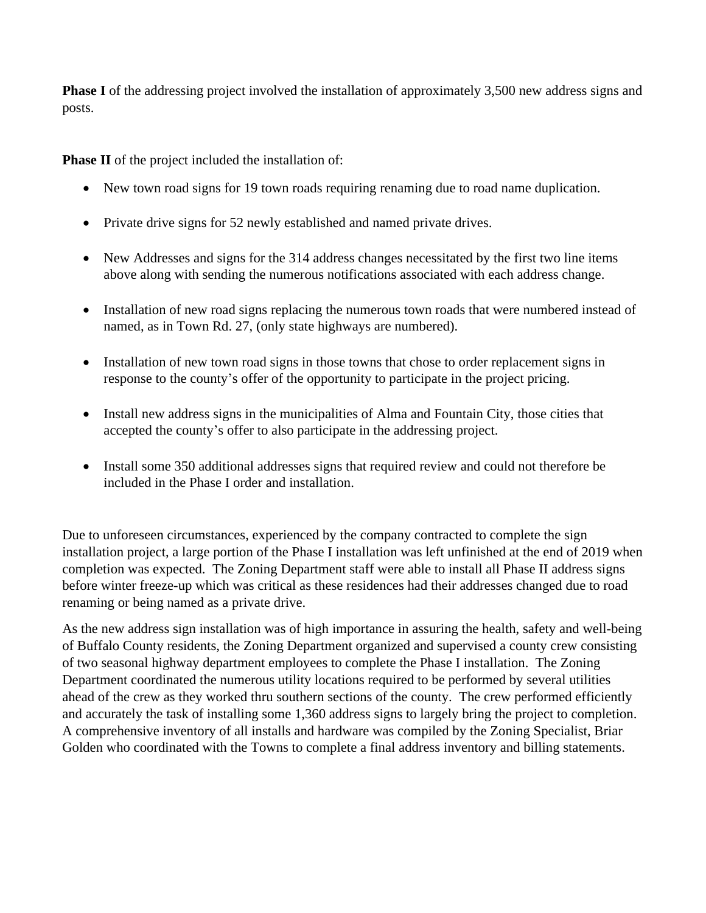**Phase I** of the addressing project involved the installation of approximately 3,500 new address signs and posts.

**Phase II** of the project included the installation of:

- New town road signs for 19 town roads requiring renaming due to road name duplication.
- Private drive signs for 52 newly established and named private drives.
- New Addresses and signs for the 314 address changes necessitated by the first two line items above along with sending the numerous notifications associated with each address change.
- Installation of new road signs replacing the numerous town roads that were numbered instead of named, as in Town Rd. 27, (only state highways are numbered).
- Installation of new town road signs in those towns that chose to order replacement signs in response to the county's offer of the opportunity to participate in the project pricing.
- Install new address signs in the municipalities of Alma and Fountain City, those cities that accepted the county's offer to also participate in the addressing project.
- Install some 350 additional addresses signs that required review and could not therefore be included in the Phase I order and installation.

Due to unforeseen circumstances, experienced by the company contracted to complete the sign installation project, a large portion of the Phase I installation was left unfinished at the end of 2019 when completion was expected. The Zoning Department staff were able to install all Phase II address signs before winter freeze-up which was critical as these residences had their addresses changed due to road renaming or being named as a private drive.

As the new address sign installation was of high importance in assuring the health, safety and well-being of Buffalo County residents, the Zoning Department organized and supervised a county crew consisting of two seasonal highway department employees to complete the Phase I installation. The Zoning Department coordinated the numerous utility locations required to be performed by several utilities ahead of the crew as they worked thru southern sections of the county. The crew performed efficiently and accurately the task of installing some 1,360 address signs to largely bring the project to completion. A comprehensive inventory of all installs and hardware was compiled by the Zoning Specialist, Briar Golden who coordinated with the Towns to complete a final address inventory and billing statements.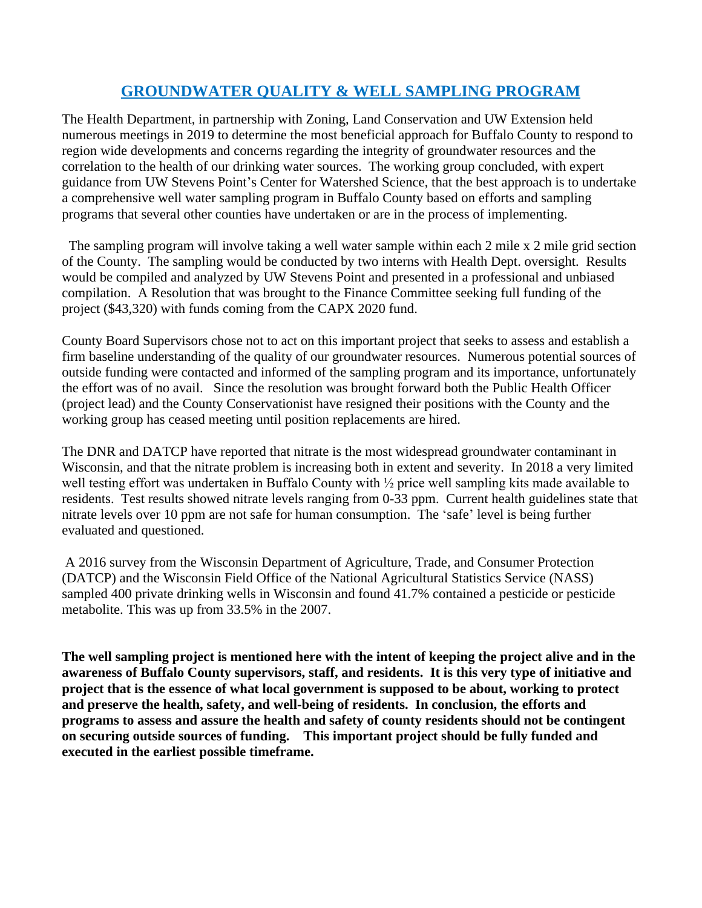## GROUNDWATER QUALITY & WELL SAMPLING PROGRAM

The Health Department, in partnership with Zoning, Land Conservation and UW Extension held numerous meetings in 2019 to determine the most beneficial approach for Buffalo County to respond to region wide developments and concerns regarding the integrity of groundwater resources and the correlation to the health of our drinking water sources. The working group concluded, with expert guidance from UW Stevens Point's Center for Watershed Science, that the best approach is to undertake a comprehensive well water sampling program in Buffalo County based on efforts and sampling programs that several other counties have undertaken or are in the process of implementing.

The sampling program will involve taking a well water sample within each 2 mile x 2 mile grid section of the County. The sampling would be conducted by two interns with Health Dept. oversight. Results would be compiled and analyzed by UW Stevens Point and presented in a professional and unbiased compilation. A Resolution that was brought to the Finance Committee seeking full funding of the project ($43,320) with funds coming from the CAPX 2020 fund.

County Board Supervisors chose not to act on this important project that seeks to assess and establish a firm baseline understanding of the quality of our groundwater resources. Numerous potential sources of outside funding were contacted and informed of the sampling program and its importance, unfortunately the effort was of no avail. Since the resolution was brought forward both the Public Health Officer (project lead) and the County Conservationist have resigned their positions with the County and the working group has ceased meeting until position replacements are hired.

The DNR and DATCP have reported that nitrate is the most widespread groundwater contaminant in Wisconsin, and that the nitrate problem is increasing both in extent and severity. In 2018 a very limited well testing effort was undertaken in Buffalo County with ½ price well sampling kits made available to residents. Test results showed nitrate levels ranging from 0-33 ppm. Current health guidelines state that nitrate levels over 10 ppm are not safe for human consumption. The 'safe' level is being further evaluated and questioned.

A 2016 survey from the Wisconsin Department of Agriculture, Trade, and Consumer Protection (DATCP) and the Wisconsin Field Office of the National Agricultural Statistics Service (NASS) sampled 400 private drinking wells in Wisconsin and found 41.7% contained a pesticide or pesticide metabolite. This was up from 33.5% in the 2007.

**The well sampling project is mentioned here with the intent of keeping the project alive and in the awareness of Buffalo County supervisors, staff, and residents. It is this very type of initiative and project that is the essence of what local government is supposed to be about, working to protect and preserve the health, safety, and well-being of residents. In conclusion, the efforts and programs to assess and assure the health and safety of county residents should not be contingent on securing outside sources of funding. This important project should be fully funded and executed in the earliest possible timeframe.**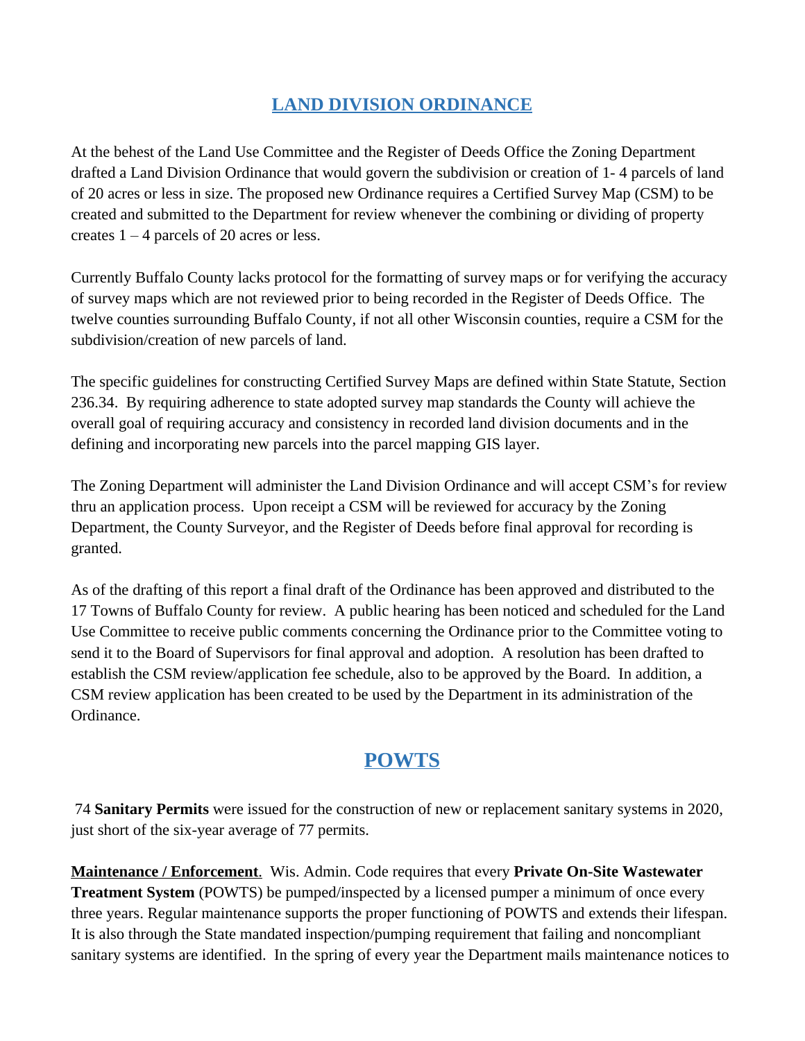## LAND DIVISION ORDINANCE

At the behest of the Land Use Committee and the Register of Deeds Office the Zoning Department drafted a Land Division Ordinance that would govern the subdivision or creation of 1- 4 parcels of land of 20 acres or less in size. The proposed new Ordinance requires a Certified Survey Map (CSM) to be created and submitted to the Department for review whenever the combining or dividing of property creates 1 – 4 parcels of 20 acres or less.

Currently Buffalo County lacks protocol for the formatting of survey maps or for verifying the accuracy of survey maps which are not reviewed prior to being recorded in the Register of Deeds Office. The twelve counties surrounding Buffalo County, if not all other Wisconsin counties, require a CSM for the subdivision/creation of new parcels of land.

The specific guidelines for constructing Certified Survey Maps are defined within State Statute, Section 236.34. By requiring adherence to state adopted survey map standards the County will achieve the overall goal of requiring accuracy and consistency in recorded land division documents and in the defining and incorporating new parcels into the parcel mapping GIS layer.

The Zoning Department will administer the Land Division Ordinance and will accept CSM's for review thru an application process. Upon receipt a CSM will be reviewed for accuracy by the Zoning Department, the County Surveyor, and the Register of Deeds before final approval for recording is granted.

As of the drafting of this report a final draft of the Ordinance has been approved and distributed to the 17 Towns of Buffalo County for review. A public hearing has been noticed and scheduled for the Land Use Committee to receive public comments concerning the Ordinance prior to the Committee voting to send it to the Board of Supervisors for final approval and adoption. A resolution has been drafted to establish the CSM review/application fee schedule, also to be approved by the Board. In addition, a CSM review application has been created to be used by the Department in its administration of the Ordinance.

## POWTS

74 **Sanitary Permits** were issued for the construction of new or replacement sanitary systems in 2020, just short of the six-year average of 77 permits.

**Maintenance / Enforcement**. Wis. Admin. Code requires that every **Private On-Site Wastewater Treatment System** (POWTS) be pumped/inspected by a licensed pumper a minimum of once every three years. Regular maintenance supports the proper functioning of POWTS and extends their lifespan. It is also through the State mandated inspection/pumping requirement that failing and noncompliant sanitary systems are identified. In the spring of every year the Department mails maintenance notices to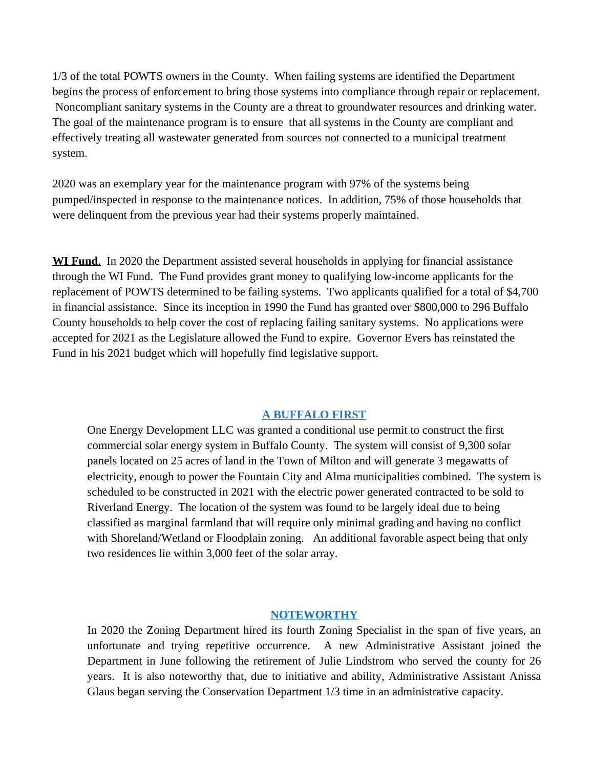1/3 of the total POWTS owners in the County. When failing systems are identified the Department begins the process of enforcement to bring those systems into compliance through repair or replacement. Noncompliant sanitary systems in the County are a threat to groundwater resources and drinking water. The goal of the maintenance program is to ensure that all systems in the County are compliant and effectively treating all wastewater generated from sources not connected to a municipal treatment system.

2020 was an exemplary year for the maintenance program with 97% of the systems being pumped/inspected in response to the maintenance notices. In addition, 75% of those households that were delinquent from the previous year had their systems properly maintained.

**WI Fund**. In 2020 the Department assisted several households in applying for financial assistance through the WI Fund. The Fund provides grant money to qualifying low-income applicants for the replacement of POWTS determined to be failing systems. Two applicants qualified for a total of $4,700 in financial assistance. Since its inception in 1990 the Fund has granted over $800,000 to 296 Buffalo County households to help cover the cost of replacing failing sanitary systems. No applications were accepted for 2021 as the Legislature allowed the Fund to expire. Governor Evers has reinstated the Fund in his 2021 budget which will hopefully find legislative support.

## A BUFFALO FIRST

One Energy Development LLC was granted a conditional use permit to construct the first commercial solar energy system in Buffalo County. The system will consist of 9,300 solar panels located on 25 acres of land in the Town of Milton and will generate 3 megawatts of electricity, enough to power the Fountain City and Alma municipalities combined. The system is scheduled to be constructed in 2021 with the electric power generated contracted to be sold to Riverland Energy. The location of the system was found to be largely ideal due to being classified as marginal farmland that will require only minimal grading and having no conflict with Shoreland/Wetland or Floodplain zoning. An additional favorable aspect being that only two residences lie within 3,000 feet of the solar array.

## NOTEWORTHY

In 2020 the Zoning Department hired its fourth Zoning Specialist in the span of five years, an unfortunate and trying repetitive occurrence. A new Administrative Assistant joined the Department in June following the retirement of Julie Lindstrom who served the county for 26 years. It is also noteworthy that, due to initiative and ability, Administrative Assistant Anissa Glaus began serving the Conservation Department 1/3 time in an administrative capacity.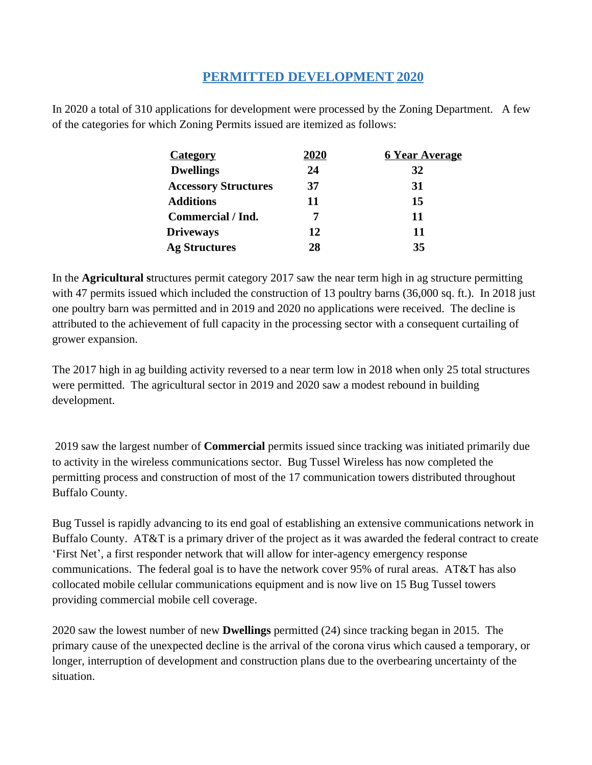## PERMITTED DEVELOPMENT 2020

In 2020 a total of 310 applications for development were processed by the Zoning Department. A few of the categories for which Zoning Permits issued are itemized as follows:

| Category | 2020 | 6 Year Average |
|---|---|---|
| **Dwellings** | **24** | **32** |
| **Accessory Structures** | **37** | **31** |
| **Additions** | **11** | **15** |
| **Commercial / Ind.** | **7** | **11** |
| **Driveways** | **12** | **11** |
| **Ag Structures** | **28** | **35** |

In the **Agricultural s**tructures permit category 2017 saw the near term high in ag structure permitting with 47 permits issued which included the construction of 13 poultry barns (36,000 sq. ft.). In 2018 just one poultry barn was permitted and in 2019 and 2020 no applications were received. The decline is attributed to the achievement of full capacity in the processing sector with a consequent curtailing of grower expansion.

The 2017 high in ag building activity reversed to a near term low in 2018 when only 25 total structures were permitted. The agricultural sector in 2019 and 2020 saw a modest rebound in building development.

2019 saw the largest number of **Commercial** permits issued since tracking was initiated primarily due to activity in the wireless communications sector. Bug Tussel Wireless has now completed the permitting process and construction of most of the 17 communication towers distributed throughout Buffalo County.

Bug Tussel is rapidly advancing to its end goal of establishing an extensive communications network in Buffalo County. AT&T is a primary driver of the project as it was awarded the federal contract to create 'First Net', a first responder network that will allow for inter-agency emergency response communications. The federal goal is to have the network cover 95% of rural areas. AT&T has also collocated mobile cellular communications equipment and is now live on 15 Bug Tussel towers providing commercial mobile cell coverage.

2020 saw the lowest number of new **Dwellings** permitted (24) since tracking began in 2015. The primary cause of the unexpected decline is the arrival of the corona virus which caused a temporary, or longer, interruption of development and construction plans due to the overbearing uncertainty of the situation.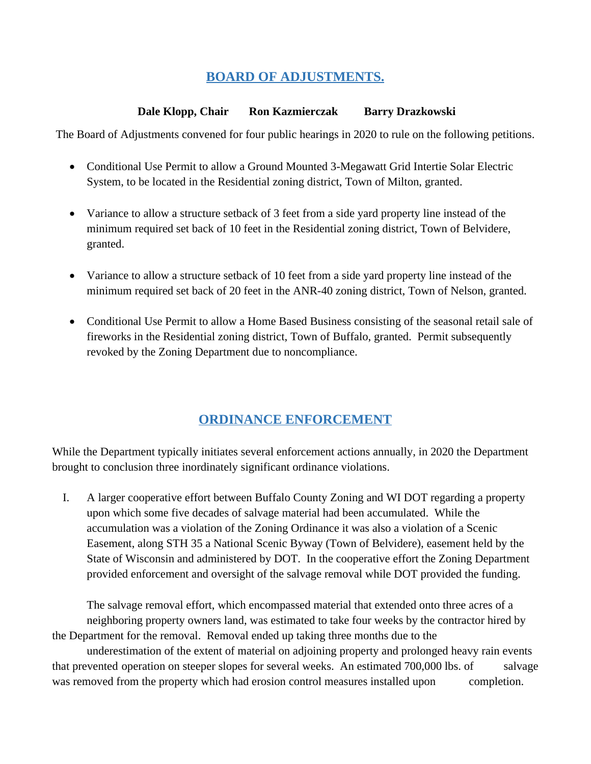## BOARD OF ADJUSTMENTS.

**Dale Klopp, Chair Ron Kazmierczak Barry Drazkowski**

The Board of Adjustments convened for four public hearings in 2020 to rule on the following petitions.

- Conditional Use Permit to allow a Ground Mounted 3-Megawatt Grid Intertie Solar Electric System, to be located in the Residential zoning district, Town of Milton, granted.
- Variance to allow a structure setback of 3 feet from a side yard property line instead of the minimum required set back of 10 feet in the Residential zoning district, Town of Belvidere, granted.
- Variance to allow a structure setback of 10 feet from a side yard property line instead of the minimum required set back of 20 feet in the ANR-40 zoning district, Town of Nelson, granted.
- Conditional Use Permit to allow a Home Based Business consisting of the seasonal retail sale of fireworks in the Residential zoning district, Town of Buffalo, granted. Permit subsequently revoked by the Zoning Department due to noncompliance.

## ORDINANCE ENFORCEMENT

While the Department typically initiates several enforcement actions annually, in 2020 the Department brought to conclusion three inordinately significant ordinance violations.

I. A larger cooperative effort between Buffalo County Zoning and WI DOT regarding a property upon which some five decades of salvage material had been accumulated. While the accumulation was a violation of the Zoning Ordinance it was also a violation of a Scenic Easement, along STH 35 a National Scenic Byway (Town of Belvidere), easement held by the State of Wisconsin and administered by DOT. In the cooperative effort the Zoning Department provided enforcement and oversight of the salvage removal while DOT provided the funding.

The salvage removal effort, which encompassed material that extended onto three acres of a neighboring property owners land, was estimated to take four weeks by the contractor hired by the Department for the removal. Removal ended up taking three months due to the underestimation of the extent of material on adjoining property and prolonged heavy rain events that prevented operation on steeper slopes for several weeks. An estimated 700,000 lbs. of salvage was removed from the property which had erosion control measures installed upon completion.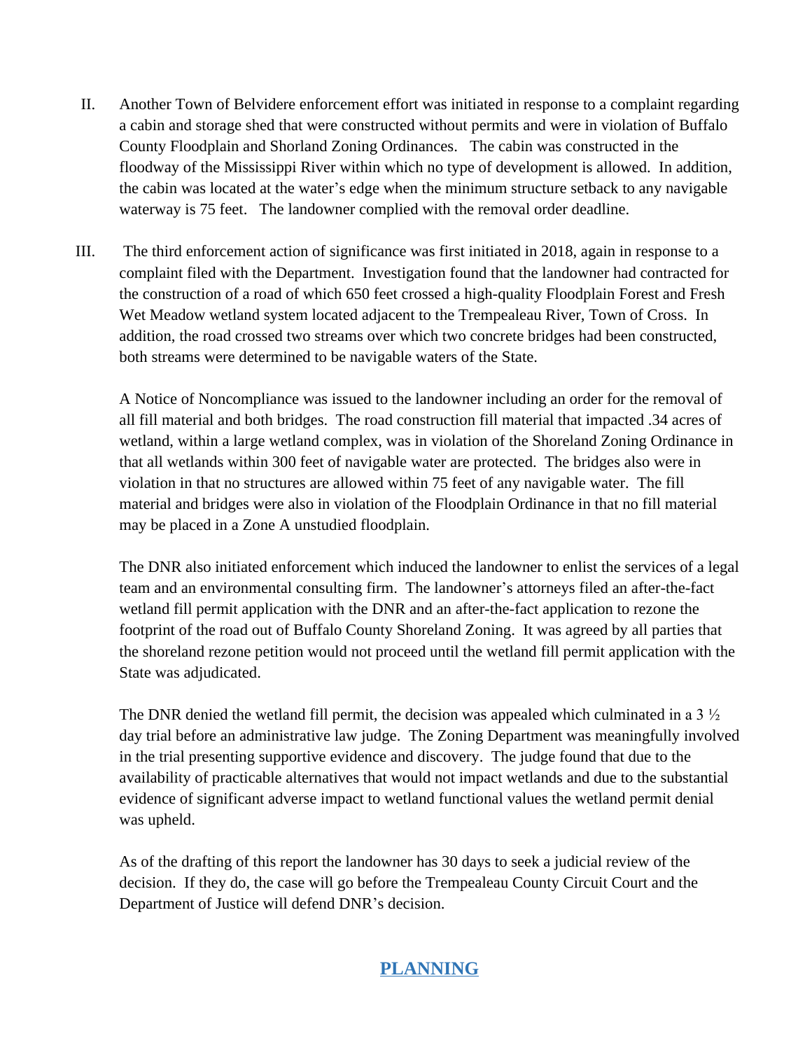II. Another Town of Belvidere enforcement effort was initiated in response to a complaint regarding a cabin and storage shed that were constructed without permits and were in violation of Buffalo County Floodplain and Shorland Zoning Ordinances. The cabin was constructed in the floodway of the Mississippi River within which no type of development is allowed. In addition, the cabin was located at the water's edge when the minimum structure setback to any navigable waterway is 75 feet. The landowner complied with the removal order deadline.

III. The third enforcement action of significance was first initiated in 2018, again in response to a complaint filed with the Department. Investigation found that the landowner had contracted for the construction of a road of which 650 feet crossed a high-quality Floodplain Forest and Fresh Wet Meadow wetland system located adjacent to the Trempealeau River, Town of Cross. In addition, the road crossed two streams over which two concrete bridges had been constructed, both streams were determined to be navigable waters of the State.

   A Notice of Noncompliance was issued to the landowner including an order for the removal of all fill material and both bridges. The road construction fill material that impacted .34 acres of wetland, within a large wetland complex, was in violation of the Shoreland Zoning Ordinance in that all wetlands within 300 feet of navigable water are protected. The bridges also were in violation in that no structures are allowed within 75 feet of any navigable water. The fill material and bridges were also in violation of the Floodplain Ordinance in that no fill material may be placed in a Zone A unstudied floodplain.

   The DNR also initiated enforcement which induced the landowner to enlist the services of a legal team and an environmental consulting firm. The landowner's attorneys filed an after-the-fact wetland fill permit application with the DNR and an after-the-fact application to rezone the footprint of the road out of Buffalo County Shoreland Zoning. It was agreed by all parties that the shoreland rezone petition would not proceed until the wetland fill permit application with the State was adjudicated.

   The DNR denied the wetland fill permit, the decision was appealed which culminated in a 3 ½ day trial before an administrative law judge. The Zoning Department was meaningfully involved in the trial presenting supportive evidence and discovery. The judge found that due to the availability of practicable alternatives that would not impact wetlands and due to the substantial evidence of significant adverse impact to wetland functional values the wetland permit denial was upheld.

   As of the drafting of this report the landowner has 30 days to seek a judicial review of the decision. If they do, the case will go before the Trempealeau County Circuit Court and the Department of Justice will defend DNR's decision.

## PLANNING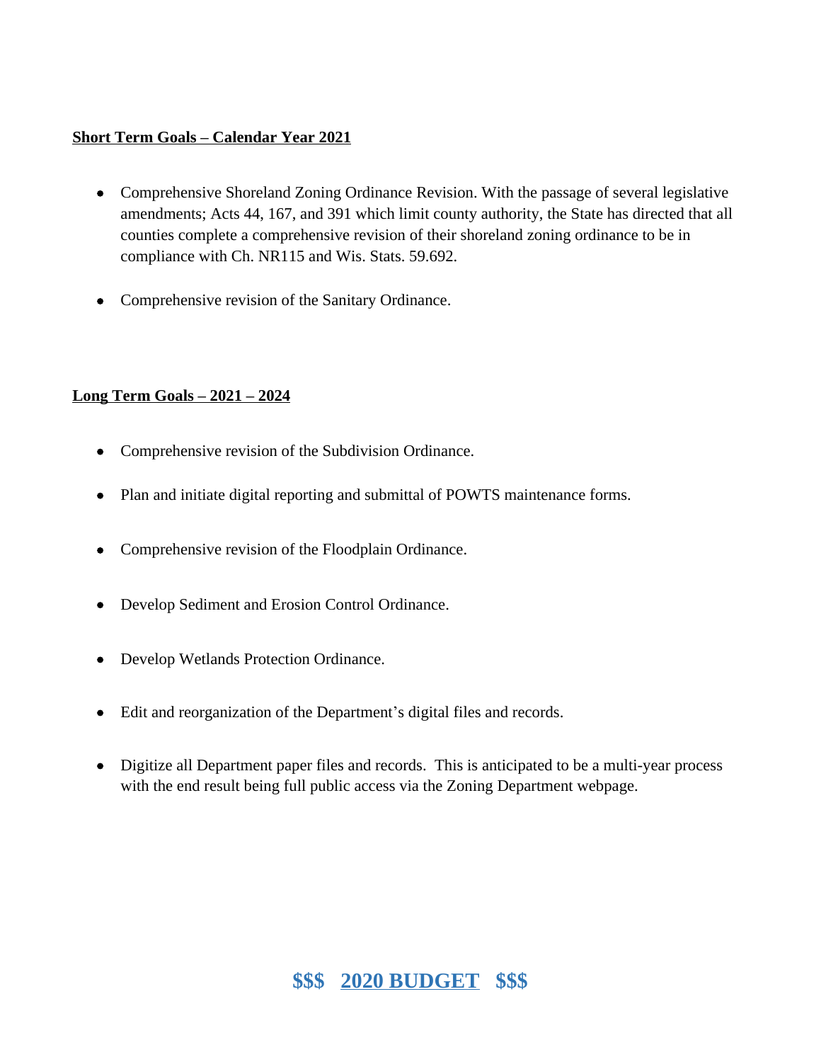**Short Term Goals – Calendar Year 2021**

- Comprehensive Shoreland Zoning Ordinance Revision. With the passage of several legislative amendments; Acts 44, 167, and 391 which limit county authority, the State has directed that all counties complete a comprehensive revision of their shoreland zoning ordinance to be in compliance with Ch. NR115 and Wis. Stats. 59.692.

- Comprehensive revision of the Sanitary Ordinance.

**Long Term Goals – 2021 – 2024**

- Comprehensive revision of the Subdivision Ordinance.

- Plan and initiate digital reporting and submittal of POWTS maintenance forms.

- Comprehensive revision of the Floodplain Ordinance.

- Develop Sediment and Erosion Control Ordinance.

- Develop Wetlands Protection Ordinance.

- Edit and reorganization of the Department's digital files and records.

- Digitize all Department paper files and records. This is anticipated to be a multi-year process with the end result being full public access via the Zoning Department webpage.

## $$$ 2020 BUDGET $$$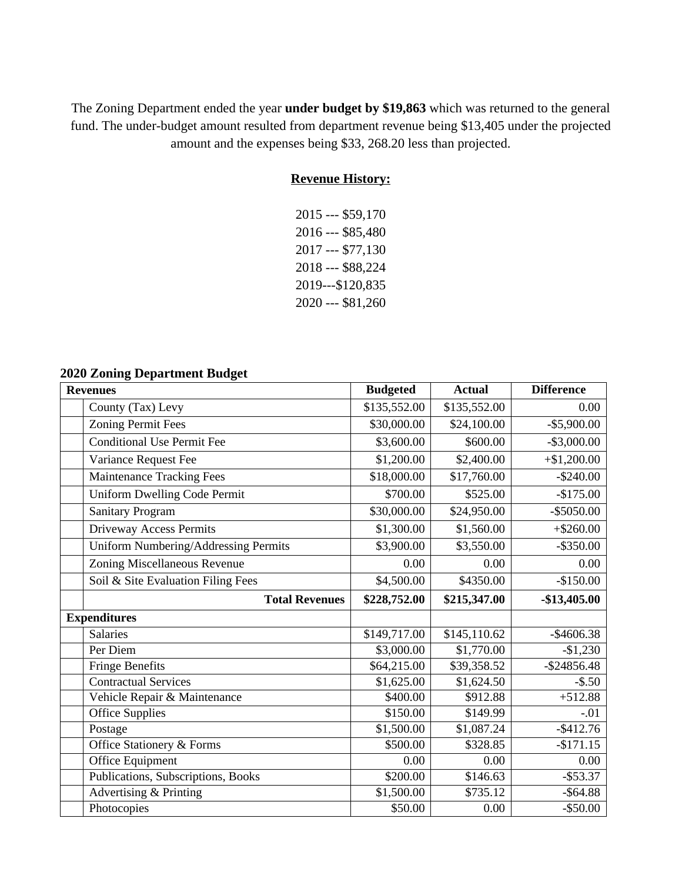The Zoning Department ended the year **under budget by $19,863** which was returned to the general fund. The under-budget amount resulted from department revenue being $13,405 under the projected amount and the expenses being $33, 268.20 less than projected.

**Revenue History:**

2015 --- $59,170
2016 --- $85,480
2017 --- $77,130
2018 --- $88,224
2019---$120,835
2020 --- $81,260

**2020 Zoning Department Budget**

| Revenues | | Budgeted | Actual | Difference |
|---|---|---|---|---|
| | County (Tax) Levy | $135,552.00 | $135,552.00 | 0.00 |
| | Zoning Permit Fees | $30,000.00 | $24,100.00 | -$5,900.00 |
| | Conditional Use Permit Fee | $3,600.00 | $600.00 | -$3,000.00 |
| | Variance Request Fee | $1,200.00 | $2,400.00 | +$1,200.00 |
| | Maintenance Tracking Fees | $18,000.00 | $17,760.00 | -$240.00 |
| | Uniform Dwelling Code Permit | $700.00 | $525.00 | -$175.00 |
| | Sanitary Program | $30,000.00 | $24,950.00 | -$5050.00 |
| | Driveway Access Permits | $1,300.00 | $1,560.00 | +$260.00 |
| | Uniform Numbering/Addressing Permits | $3,900.00 | $3,550.00 | -$350.00 |
| | Zoning Miscellaneous Revenue | 0.00 | 0.00 | 0.00 |
| | Soil & Site Evaluation Filing Fees | $4,500.00 | $4350.00 | -$150.00 |
| | **Total Revenues** | **$228,752.00** | **$215,347.00** | **-$13,405.00** |
| **Expenditures** | | | | |
| | Salaries | $149,717.00 | $145,110.62 | -$4606.38 |
| | Per Diem | $3,000.00 | $1,770.00 | -$1,230 |
| | Fringe Benefits | $64,215.00 | $39,358.52 | -$24856.48 |
| | Contractual Services | $1,625.00 | $1,624.50 | -$.50 |
| | Vehicle Repair & Maintenance | $400.00 | $912.88 | +512.88 |
| | Office Supplies | $150.00 | $149.99 | -.01 |
| | Postage | $1,500.00 | $1,087.24 | -$412.76 |
| | Office Stationery & Forms | $500.00 | $328.85 | -$171.15 |
| | Office Equipment | 0.00 | 0.00 | 0.00 |
| | Publications, Subscriptions, Books | $200.00 | $146.63 | -$53.37 |
| | Advertising & Printing | $1,500.00 | $735.12 | -$64.88 |
| | Photocopies | $50.00 | 0.00 | -$50.00 |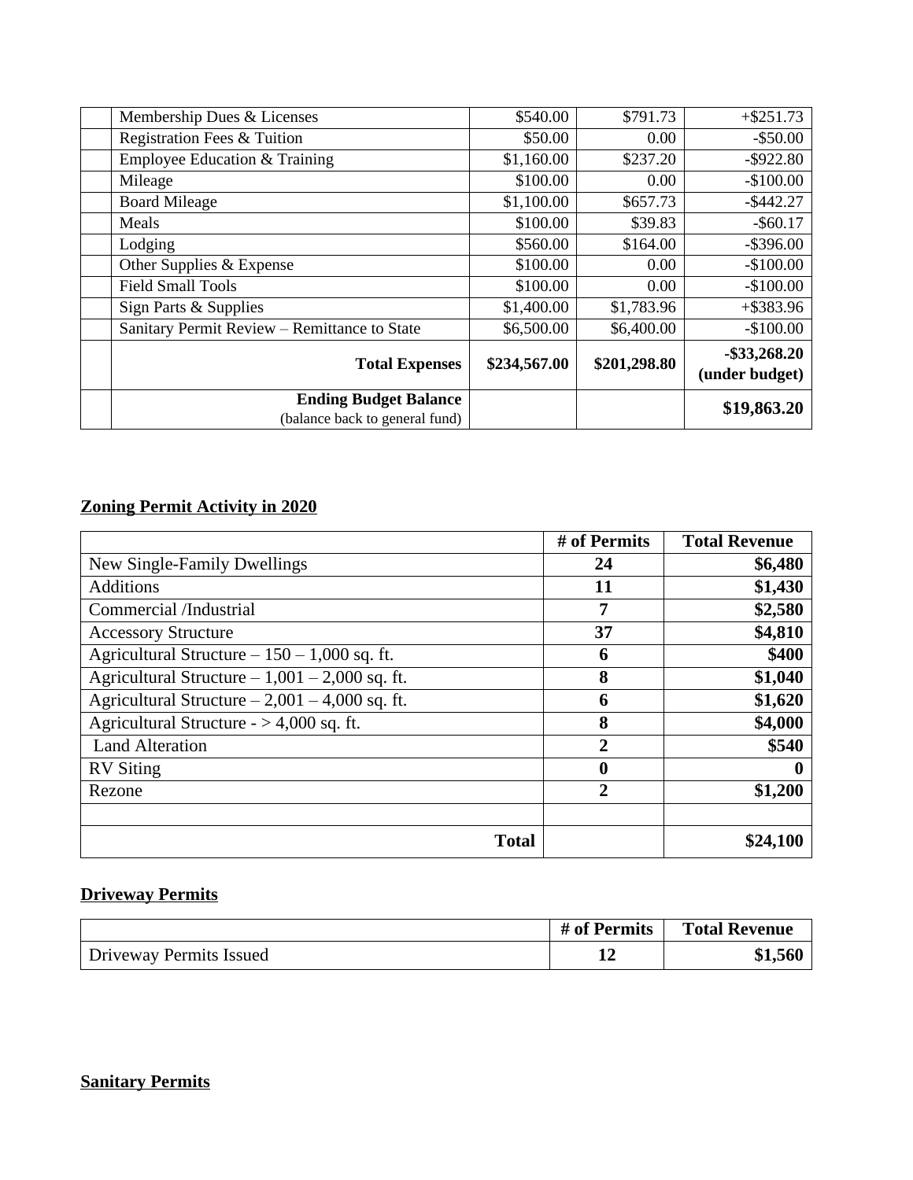| | | | | |
|---|---|---|---|---|
| | Membership Dues & Licenses | $540.00 | $791.73 | +$251.73 |
| | Registration Fees & Tuition | $50.00 | 0.00 | -$50.00 |
| | Employee Education & Training | $1,160.00 | $237.20 | -$922.80 |
| | Mileage | $100.00 | 0.00 | -$100.00 |
| | Board Mileage | $1,100.00 | $657.73 | -$442.27 |
| | Meals | $100.00 | $39.83 | -$60.17 |
| | Lodging | $560.00 | $164.00 | -$396.00 |
| | Other Supplies & Expense | $100.00 | 0.00 | -$100.00 |
| | Field Small Tools | $100.00 | 0.00 | -$100.00 |
| | Sign Parts & Supplies | $1,400.00 | $1,783.96 | +$383.96 |
| | Sanitary Permit Review – Remittance to State | $6,500.00 | $6,400.00 | -$100.00 |
| | **Total Expenses** | **$234,567.00** | **$201,298.80** | **-$33,268.20 (under budget)** |
| | **Ending Budget Balance** (balance back to general fund) | | | **$19,863.20** |

## Zoning Permit Activity in 2020

| | # of Permits | Total Revenue |
|---|---|---|
| New Single-Family Dwellings | **24** | **$6,480** |
| Additions | **11** | **$1,430** |
| Commercial /Industrial | **7** | **$2,580** |
| Accessory Structure | **37** | **$4,810** |
| Agricultural Structure – 150 – 1,000 sq. ft. | **6** | **$400** |
| Agricultural Structure – 1,001 – 2,000 sq. ft. | **8** | **$1,040** |
| Agricultural Structure – 2,001 – 4,000 sq. ft. | **6** | **$1,620** |
| Agricultural Structure - > 4,000 sq. ft. | **8** | **$4,000** |
| Land Alteration | **2** | **$540** |
| RV Siting | **0** | **0** |
| Rezone | **2** | **$1,200** |
| | | |
| **Total** | | **$24,100** |

## Driveway Permits

| | # of Permits | Total Revenue |
|---|---|---|
| Driveway Permits Issued | **12** | **$1,560** |

## Sanitary Permits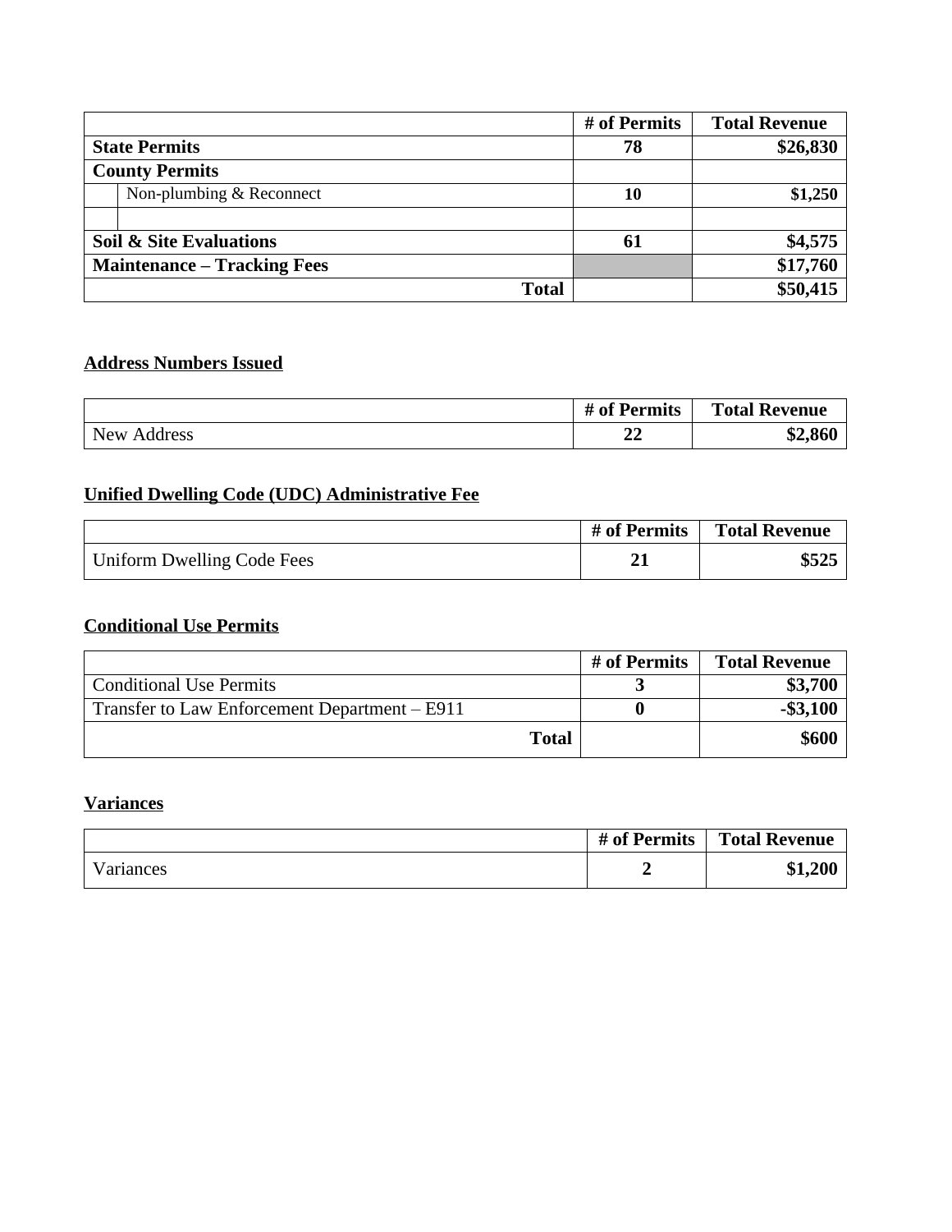| | # of Permits | Total Revenue |
|---|---|---|
| **State Permits** | **78** | **$26,830** |
| **County Permits** | | |
| Non-plumbing & Reconnect | **10** | **$1,250** |
| | | |
| **Soil & Site Evaluations** | **61** | **$4,575** |
| **Maintenance – Tracking Fees** | | **$17,760** |
| **Total** | | **$50,415** |

## Address Numbers Issued

| | # of Permits | Total Revenue |
|---|---|---|
| New Address | **22** | **$2,860** |

## Unified Dwelling Code (UDC) Administrative Fee

| | # of Permits | Total Revenue |
|---|---|---|
| Uniform Dwelling Code Fees | **21** | **$525** |

## Conditional Use Permits

| | # of Permits | Total Revenue |
|---|---|---|
| Conditional Use Permits | **3** | **$3,700** |
| Transfer to Law Enforcement Department – E911 | **0** | **-$3,100** |
| **Total** | | **$600** |

## Variances

| | # of Permits | Total Revenue |
|---|---|---|
| Variances | **2** | **$1,200** |